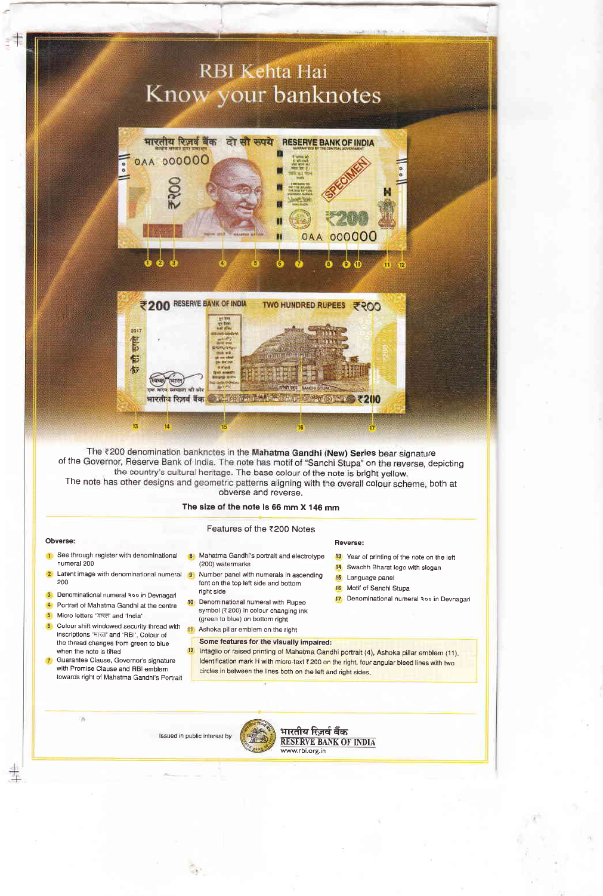# RBI Kehta Hai
## Know your banknotes

The ₹200 denomination banknotes in the **Mahatma Gandhi (New) Series** bear signature of the Governor, Reserve Bank of India. The note has motif of "Sanchi Stupa" on the reverse, depicting the country's cultural heritage. The base colour of the note is bright yellow. The note has other designs and geometric patterns aligning with the overall colour scheme, both at obverse and reverse.

**The size of the note is 66 mm X 146 mm**

### Features of the ₹200 Notes

**Obverse:**

1. See through register with denominational numeral 200
2. Latent image with denominational numeral 200
3. Denominational numeral २०० in Devnagari
4. Portrait of Mahatma Gandhi at the centre
5. Micro letters 'भारत' and 'India'
6. Colour shift windowed security thread with inscriptions 'भारत' and 'RBI'. Colour of the thread changes from green to blue when the note is tilted
7. Guarantee Clause, Governor's signature with Promise Clause and RBI emblem towards right of Mahatma Gandhi's Portrait
8. Mahatma Gandhi's portrait and electrotype (200) watermarks
9. Number panel with numerals in ascending font on the top left side and bottom right side
10. Denominational numeral with Rupee symbol (₹ 200) in colour changing ink (green to blue) on bottom right
11. Ashoka pillar emblem on the right

**Some features for the visually impaired:**

12. Intaglio or raised printing of Mahatma Gandhi portrait (4), Ashoka pillar emblem (11), Identification mark H with micro-text ₹200 on the right, four angular bleed lines with two circles in between the lines both on the left and right sides.

**Reverse:**

13. Year of printing of the note on the left
14. Swachh Bharat logo with slogan
15. Language panel
16. Motif of Sanchi Stupa
17. Denominational numeral २०० in Devnagari

Issued in public interest by

भारतीय रिज़र्व बैंक
RESERVE BANK OF INDIA
www.rbi.org.in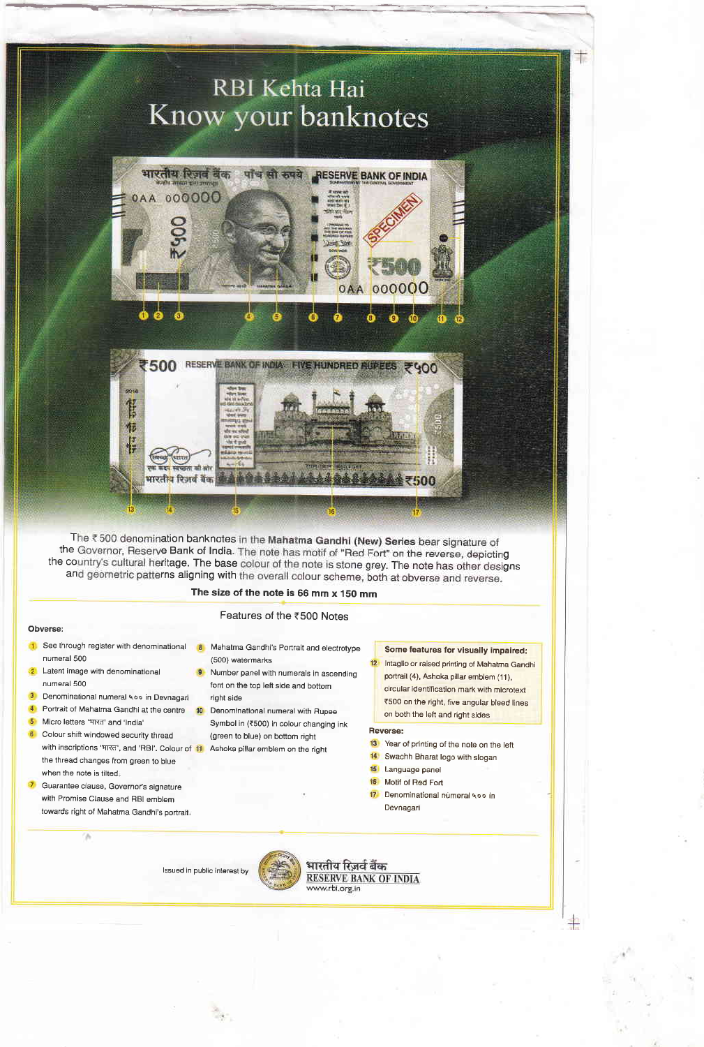# RBI Kehta Hai
## Know your banknotes

The ₹500 denomination banknotes in the **Mahatma Gandhi (New) Series** bear signature of the Governor, Reserve Bank of India. The note has motif of "Red Fort" on the reverse, depicting the country's cultural heritage. The base colour of the note is stone grey. The note has other designs and geometric patterns aligning with the overall colour scheme, both at obverse and reverse.

**The size of the note is 66 mm x 150 mm**

### Features of the ₹500 Notes

**Obverse:**

1. See through register with denominational numeral 500
2. Latent image with denominational numeral 500
3. Denominational numeral ५०० in Devnagari
4. Portrait of Mahatma Gandhi at the centre
5. Micro letters 'भारत' and 'India'
6. Colour shift windowed security thread with inscriptions 'भारत', and 'RBI'. Colour of the thread changes from green to blue when the note is tilted.
7. Guarantee clause, Governor's signature with Promise Clause and RBI emblem towards right of Mahatma Gandhi's portrait.
8. Mahatma Gandhi's Portrait and electrotype (500) watermarks
9. Number panel with numerals in ascending font on the top left side and bottom right side
10. Denominational numeral with Rupee Symbol in (₹500) in colour changing ink (green to blue) on bottom right
11. Ashoka pillar emblem on the right

**Some features for visually impaired:**

12. Intaglio or raised printing of Mahatma Gandhi portrait (4), Ashoka pillar emblem (11), circular identification mark with microtext ₹500 on the right, five angular bleed lines on both the left and right sides

**Reverse:**

13. Year of printing of the note on the left
14. Swachh Bharat logo with slogan
15. Language panel
16. Motif of Red Fort
17. Denominational numeral ५०० in Devnagari

Issued in public interest by भारतीय रिज़र्व बैंक RESERVE BANK OF INDIA www.rbi.org.in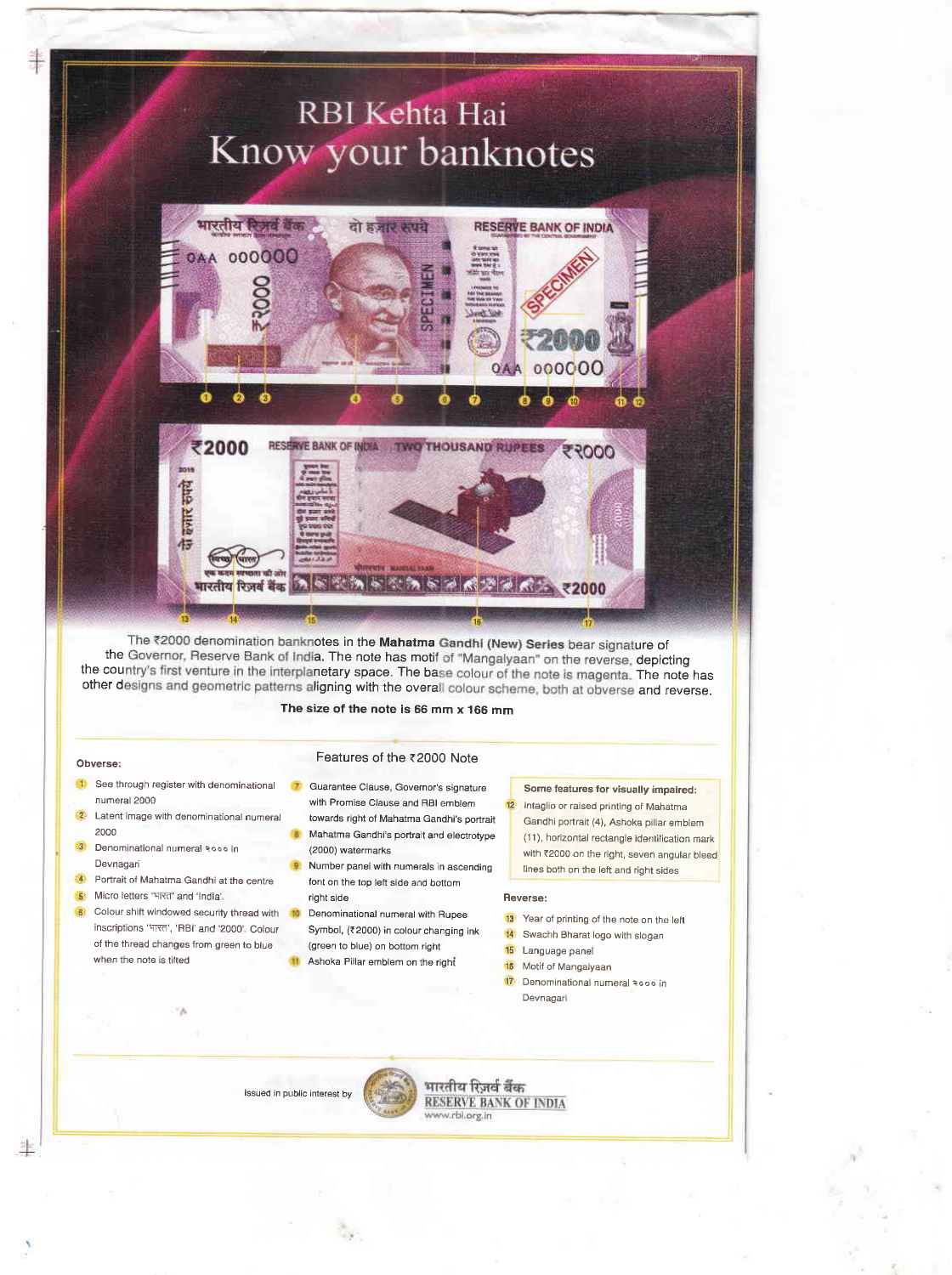# RBI Kehta Hai

# Know your banknotes

The ₹2000 denomination banknotes in the **Mahatma Gandhi (New) Series** bear signature of the Governor, Reserve Bank of India. The note has motif of "Mangalyaan" on the reverse, depicting the country's first venture in the interplanetary space. The base colour of the note is magenta. The note has other designs and geometric patterns aligning with the overall colour scheme, both at obverse and reverse.

**The size of the note is 66 mm x 166 mm**

## Features of the ₹2000 Note

### Obverse:

1. See through register with denominational numeral 2000
2. Latent image with denominational numeral 2000
3. Denominational numeral २००० in Devnagari
4. Portrait of Mahatma Gandhi at the centre
5. Micro letters 'भारत' and 'India'.
6. Colour shift windowed security thread with inscriptions 'भारत', 'RBI' and '2000'. Colour of the thread changes from green to blue when the note is tilted
7. Guarantee Clause, Governor's signature with Promise Clause and RBI emblem towards right of Mahatma Gandhi's portrait
8. Mahatma Gandhi's portrait and electrotype (2000) watermarks
9. Number panel with numerals in ascending font on the top left side and bottom right side
10. Denominational numeral with Rupee Symbol, (₹2000) in colour changing ink (green to blue) on bottom right
11. Ashoka Pillar emblem on the right

**Some features for visually impaired:**

12. Intaglio or raised printing of Mahatma Gandhi portrait (4), Ashoka pillar emblem (11), horizontal rectangle identification mark with ₹2000 on the right, seven angular bleed lines both on the left and right sides

### Reverse:

13. Year of printing of the note on the left
14. Swachh Bharat logo with slogan
15. Language panel
16. Motif of Mangalyaan
17. Denominational numeral २००० in Devnagari

Issued in public interest by भारतीय रिज़र्व बैंक RESERVE BANK OF INDIA www.rbi.org.in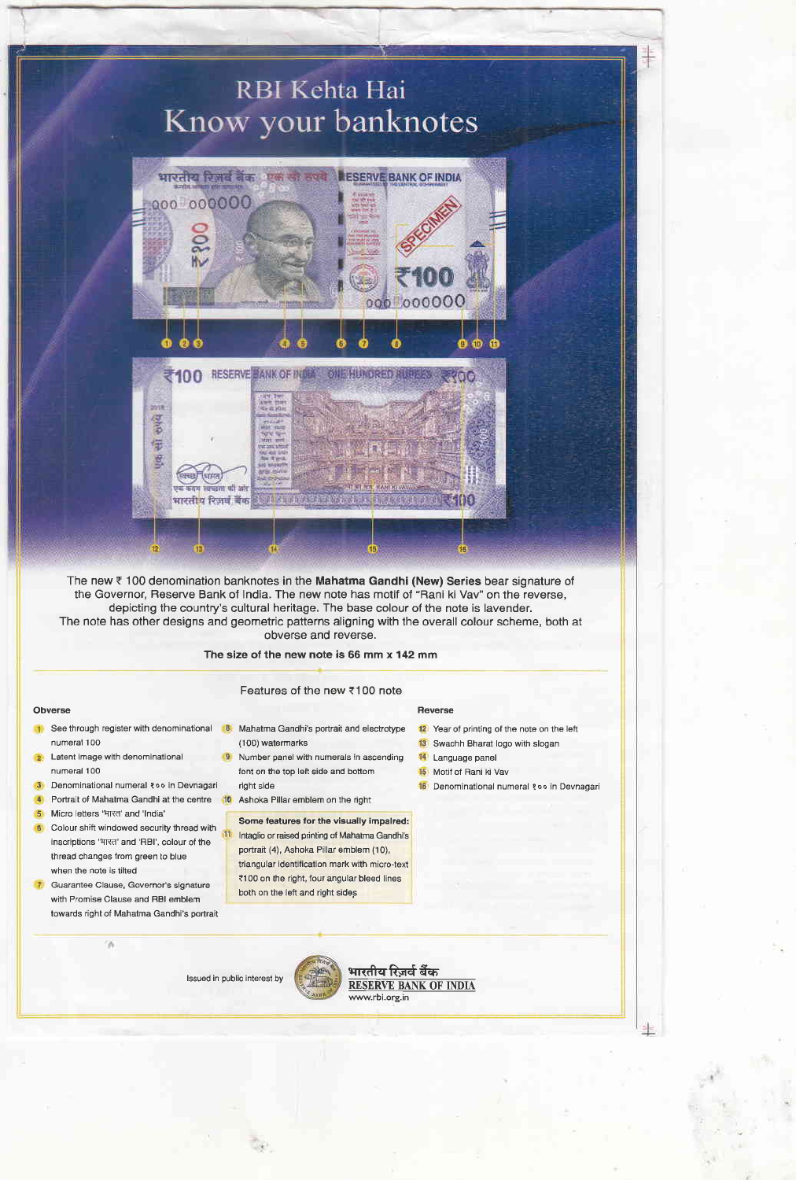# RBI Kehta Hai
## Know your banknotes

The new ₹ 100 denomination banknotes in the **Mahatma Gandhi (New) Series** bear signature of the Governor, Reserve Bank of India. The new note has motif of "Rani ki Vav" on the reverse, depicting the country's cultural heritage. The base colour of the note is lavender. The note has other designs and geometric patterns aligning with the overall colour scheme, both at obverse and reverse.

**The size of the new note is 66 mm x 142 mm**

### Features of the new ₹100 note

**Obverse**

1. See through register with denominational numeral 100
2. Latent image with denominational numeral 100
3. Denominational numeral १०० in Devnagari
4. Portrait of Mahatma Gandhi at the centre
5. Micro letters 'भारत' and 'India'
6. Colour shift windowed security thread with inscriptions 'भारत' and 'RBI', colour of the thread changes from green to blue when the note is tilted
7. Guarantee Clause, Governor's signature with Promise Clause and RBI emblem towards right of Mahatma Gandhi's portrait
8. Mahatma Gandhi's portrait and electrotype (100) watermarks
9. Number panel with numerals in ascending font on the top left side and bottom right side
10. Ashoka Pillar emblem on the right

**Some features for the visually impaired:**

11. Intaglio or raised printing of Mahatma Gandhi's portrait (4), Ashoka Pillar emblem (10), triangular identification mark with micro-text ₹100 on the right, four angular bleed lines both on the left and right sides

**Reverse**

12. Year of printing of the note on the left
13. Swachh Bharat logo with slogan
14. Language panel
15. Motif of Rani ki Vav
16. Denominational numeral १०० in Devnagari

Issued in public interest by भारतीय रिज़र्व बैंक RESERVE BANK OF INDIA www.rbi.org.in